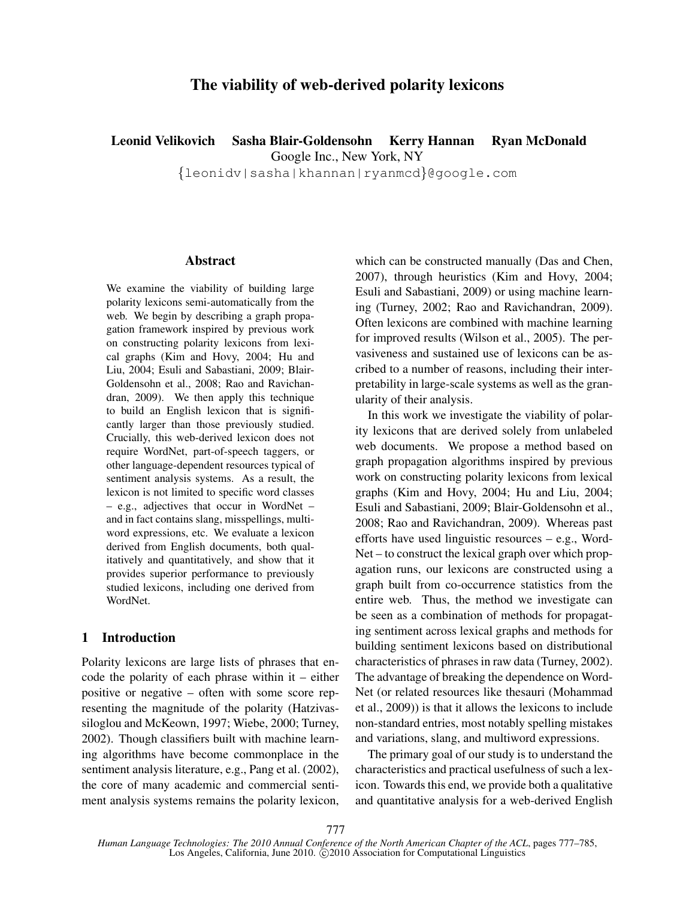# The viability of web-derived polarity lexicons

**Leonid Velikovich  Sasha Blair-Goldensohn  Kerry Hannan  Ryan McDonald**

Google Inc., New York, NY

{leonidv|sasha|khannan|ryanmcd}@google.com

## Abstract

We examine the viability of building large polarity lexicons semi-automatically from the web. We begin by describing a graph propagation framework inspired by previous work on constructing polarity lexicons from lexical graphs (Kim and Hovy, 2004; Hu and Liu, 2004; Esuli and Sabastiani, 2009; Blair-Goldensohn et al., 2008; Rao and Ravichandran, 2009). We then apply this technique to build an English lexicon that is significantly larger than those previously studied. Crucially, this web-derived lexicon does not require WordNet, part-of-speech taggers, or other language-dependent resources typical of sentiment analysis systems. As a result, the lexicon is not limited to specific word classes – e.g., adjectives that occur in WordNet – and in fact contains slang, misspellings, multiword expressions, etc. We evaluate a lexicon derived from English documents, both qualitatively and quantitatively, and show that it provides superior performance to previously studied lexicons, including one derived from WordNet.

## 1 Introduction

Polarity lexicons are large lists of phrases that encode the polarity of each phrase within it – either positive or negative – often with some score representing the magnitude of the polarity (Hatzivassiloglou and McKeown, 1997; Wiebe, 2000; Turney, 2002). Though classifiers built with machine learning algorithms have become commonplace in the sentiment analysis literature, e.g., Pang et al. (2002), the core of many academic and commercial sentiment analysis systems remains the polarity lexicon, which can be constructed manually (Das and Chen, 2007), through heuristics (Kim and Hovy, 2004; Esuli and Sabastiani, 2009) or using machine learning (Turney, 2002; Rao and Ravichandran, 2009). Often lexicons are combined with machine learning for improved results (Wilson et al., 2005). The pervasiveness and sustained use of lexicons can be ascribed to a number of reasons, including their interpretability in large-scale systems as well as the granularity of their analysis.

In this work we investigate the viability of polarity lexicons that are derived solely from unlabeled web documents. We propose a method based on graph propagation algorithms inspired by previous work on constructing polarity lexicons from lexical graphs (Kim and Hovy, 2004; Hu and Liu, 2004; Esuli and Sabastiani, 2009; Blair-Goldensohn et al., 2008; Rao and Ravichandran, 2009). Whereas past efforts have used linguistic resources – e.g., WordNet – to construct the lexical graph over which propagation runs, our lexicons are constructed using a graph built from co-occurrence statistics from the entire web. Thus, the method we investigate can be seen as a combination of methods for propagating sentiment across lexical graphs and methods for building sentiment lexicons based on distributional characteristics of phrases in raw data (Turney, 2002). The advantage of breaking the dependence on WordNet (or related resources like thesauri (Mohammad et al., 2009)) is that it allows the lexicons to include non-standard entries, most notably spelling mistakes and variations, slang, and multiword expressions.

The primary goal of our study is to understand the characteristics and practical usefulness of such a lexicon. Towards this end, we provide both a qualitative and quantitative analysis for a web-derived English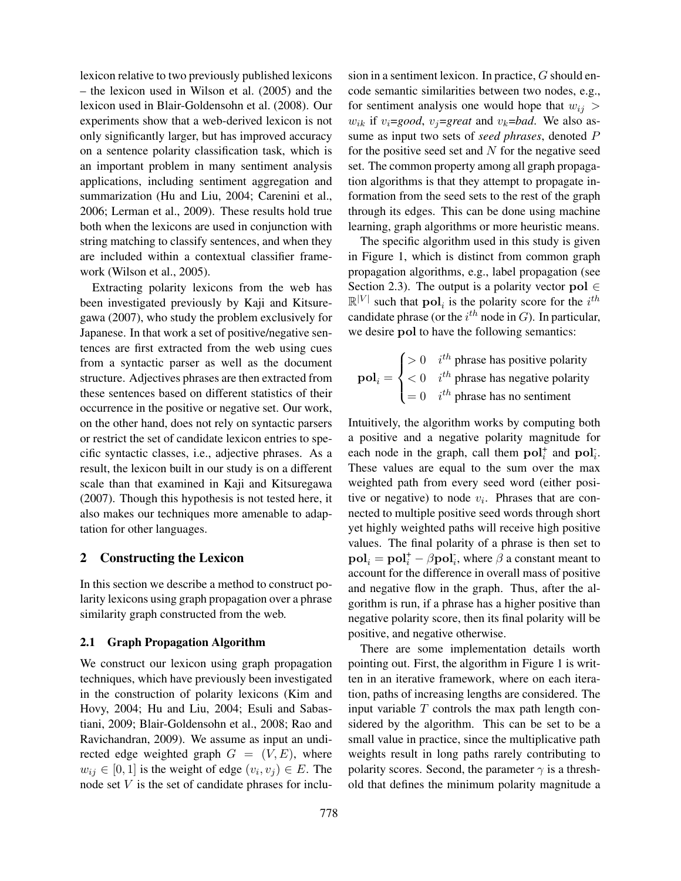lexicon relative to two previously published lexicons – the lexicon used in Wilson et al. (2005) and the lexicon used in Blair-Goldensohn et al. (2008). Our experiments show that a web-derived lexicon is not only significantly larger, but has improved accuracy on a sentence polarity classification task, which is an important problem in many sentiment analysis applications, including sentiment aggregation and summarization (Hu and Liu, 2004; Carenini et al., 2006; Lerman et al., 2009). These results hold true both when the lexicons are used in conjunction with string matching to classify sentences, and when they are included within a contextual classifier framework (Wilson et al., 2005).

Extracting polarity lexicons from the web has been investigated previously by Kaji and Kitsuregawa (2007), who study the problem exclusively for Japanese. In that work a set of positive/negative sentences are first extracted from the web using cues from a syntactic parser as well as the document structure. Adjectives phrases are then extracted from these sentences based on different statistics of their occurrence in the positive or negative set. Our work, on the other hand, does not rely on syntactic parsers or restrict the set of candidate lexicon entries to specific syntactic classes, i.e., adjective phrases. As a result, the lexicon built in our study is on a different scale than that examined in Kaji and Kitsuregawa (2007). Though this hypothesis is not tested here, it also makes our techniques more amenable to adaptation for other languages.

## 2 Constructing the Lexicon

In this section we describe a method to construct polarity lexicons using graph propagation over a phrase similarity graph constructed from the web.

### 2.1 Graph Propagation Algorithm

We construct our lexicon using graph propagation techniques, which have previously been investigated in the construction of polarity lexicons (Kim and Hovy, 2004; Hu and Liu, 2004; Esuli and Sabastiani, 2009; Blair-Goldensohn et al., 2008; Rao and Ravichandran, 2009). We assume as input an undirected edge weighted graph $G = (V, E)$, where $w_{ij} \in [0, 1]$ is the weight of edge $(v_i, v_j) \in E$. The node set $V$ is the set of candidate phrases for inclusion in a sentiment lexicon. In practice, $G$ should encode semantic similarities between two nodes, e.g., for sentiment analysis one would hope that $w_{ij} > w_{ik}$ if $v_i$=*good*, $v_j$=*great* and $v_k$=*bad*. We also assume as input two sets of *seed phrases*, denoted $P$ for the positive seed set and $N$ for the negative seed set. The common property among all graph propagation algorithms is that they attempt to propagate information from the seed sets to the rest of the graph through its edges. This can be done using machine learning, graph algorithms or more heuristic means.

The specific algorithm used in this study is given in Figure 1, which is distinct from common graph propagation algorithms, e.g., label propagation (see Section 2.3). The output is a polarity vector $\mathbf{pol} \in \mathbb{R}^{|V|}$ such that $\mathbf{pol}_i$ is the polarity score for the $i^{th}$ candidate phrase (or the $i^{th}$ node in $G$). In particular, we desire $\mathbf{pol}$ to have the following semantics:

$$\mathbf{pol}_i = \begin{cases} > 0 & i^{th} \text{ phrase has positive polarity} \\ < 0 & i^{th} \text{ phrase has negative polarity} \\ = 0 & i^{th} \text{ phrase has no sentiment} \end{cases}$$

Intuitively, the algorithm works by computing both a positive and a negative polarity magnitude for each node in the graph, call them $\mathbf{pol}^+_i$ and $\mathbf{pol}^-_i$. These values are equal to the sum over the max weighted path from every seed word (either positive or negative) to node $v_i$. Phrases that are connected to multiple positive seed words through short yet highly weighted paths will receive high positive values. The final polarity of a phrase is then set to $\mathbf{pol}_i = \mathbf{pol}^+_i - \beta\mathbf{pol}^-_i$, where $\beta$ a constant meant to account for the difference in overall mass of positive and negative flow in the graph. Thus, after the algorithm is run, if a phrase has a higher positive than negative polarity score, then its final polarity will be positive, and negative otherwise.

There are some implementation details worth pointing out. First, the algorithm in Figure 1 is written in an iterative framework, where on each iteration, paths of increasing lengths are considered. The input variable $T$ controls the max path length considered by the algorithm. This can be set to be a small value in practice, since the multiplicative path weights result in long paths rarely contributing to polarity scores. Second, the parameter $\gamma$ is a threshold that defines the minimum polarity magnitude a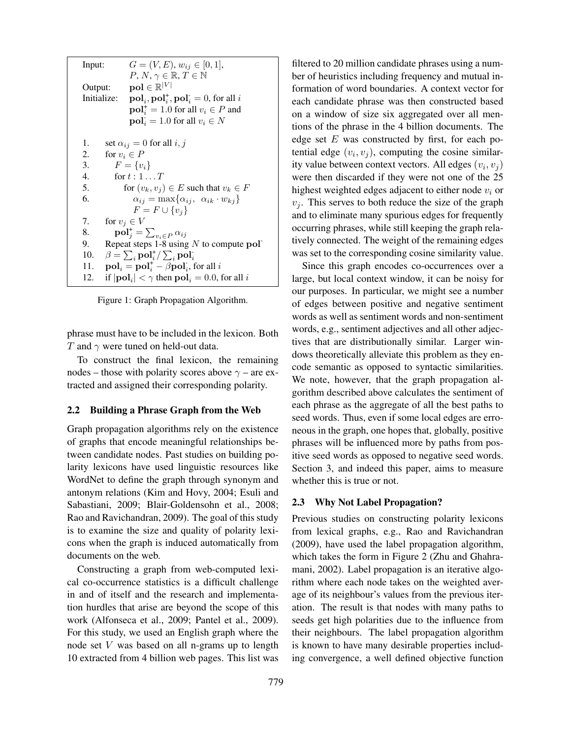```
Input:        G = (V, E), w_ij ∈ [0, 1],
              P, N, γ ∈ ℝ, T ∈ ℕ
Output:       pol ∈ ℝ^|V|
Initialize:   pol_i, pol⁺_i, pol⁻_i = 0, for all i
              pol⁺_i = 1.0 for all v_i ∈ P and
              pol⁻_i = 1.0 for all v_i ∈ N

1.   set α_ij = 0 for all i, j
2.   for v_i ∈ P
3.     F = {v_i}
4.     for t : 1 . . . T
5.       for (v_k, v_j) ∈ E such that v_k ∈ F
6.         α_ij = max{α_ij, α_ik · w_kj}
           F = F ∪ {v_j}
7.   for v_j ∈ V
8.     pol⁺_j = Σ_{v_i∈P} α_ij
9.   Repeat steps 1-8 using N to compute pol⁻
10.  β = Σ_i pol⁺_i / Σ_i pol⁻_i
11.  pol_i = pol⁺_i − β pol⁻_i, for all i
12.  if |pol_i| < γ then pol_i = 0.0, for all i
```

Figure 1: Graph Propagation Algorithm.

phrase must have to be included in the lexicon. Both $T$ and $\gamma$ were tuned on held-out data.

To construct the final lexicon, the remaining nodes – those with polarity scores above $\gamma$ – are extracted and assigned their corresponding polarity.

## 2.2 Building a Phrase Graph from the Web

Graph propagation algorithms rely on the existence of graphs that encode meaningful relationships between candidate nodes. Past studies on building polarity lexicons have used linguistic resources like WordNet to define the graph through synonym and antonym relations (Kim and Hovy, 2004; Esuli and Sabastiani, 2009; Blair-Goldensohn et al., 2008; Rao and Ravichandran, 2009). The goal of this study is to examine the size and quality of polarity lexicons when the graph is induced automatically from documents on the web.

Constructing a graph from web-computed lexical co-occurrence statistics is a difficult challenge in and of itself and the research and implementation hurdles that arise are beyond the scope of this work (Alfonseca et al., 2009; Pantel et al., 2009). For this study, we used an English graph where the node set $V$ was based on all n-grams up to length 10 extracted from 4 billion web pages. This list was filtered to 20 million candidate phrases using a number of heuristics including frequency and mutual information of word boundaries. A context vector for each candidate phrase was then constructed based on a window of size six aggregated over all mentions of the phrase in the 4 billion documents. The edge set $E$ was constructed by first, for each potential edge $(v_i, v_j)$, computing the cosine similarity value between context vectors. All edges $(v_i, v_j)$ were then discarded if they were not one of the 25 highest weighted edges adjacent to either node $v_i$ or $v_j$. This serves to both reduce the size of the graph and to eliminate many spurious edges for frequently occurring phrases, while still keeping the graph relatively connected. The weight of the remaining edges was set to the corresponding cosine similarity value.

Since this graph encodes co-occurrences over a large, but local context window, it can be noisy for our purposes. In particular, we might see a number of edges between positive and negative sentiment words as well as sentiment words and non-sentiment words, e.g., sentiment adjectives and all other adjectives that are distributionally similar. Larger windows theoretically alleviate this problem as they encode semantic as opposed to syntactic similarities. We note, however, that the graph propagation algorithm described above calculates the sentiment of each phrase as the aggregate of all the best paths to seed words. Thus, even if some local edges are erroneous in the graph, one hopes that, globally, positive phrases will be influenced more by paths from positive seed words as opposed to negative seed words. Section 3, and indeed this paper, aims to measure whether this is true or not.

## 2.3 Why Not Label Propagation?

Previous studies on constructing polarity lexicons from lexical graphs, e.g., Rao and Ravichandran (2009), have used the label propagation algorithm, which takes the form in Figure 2 (Zhu and Ghahramani, 2002). Label propagation is an iterative algorithm where each node takes on the weighted average of its neighbour's values from the previous iteration. The result is that nodes with many paths to seeds get high polarities due to the influence from their neighbours. The label propagation algorithm is known to have many desirable properties including convergence, a well defined objective function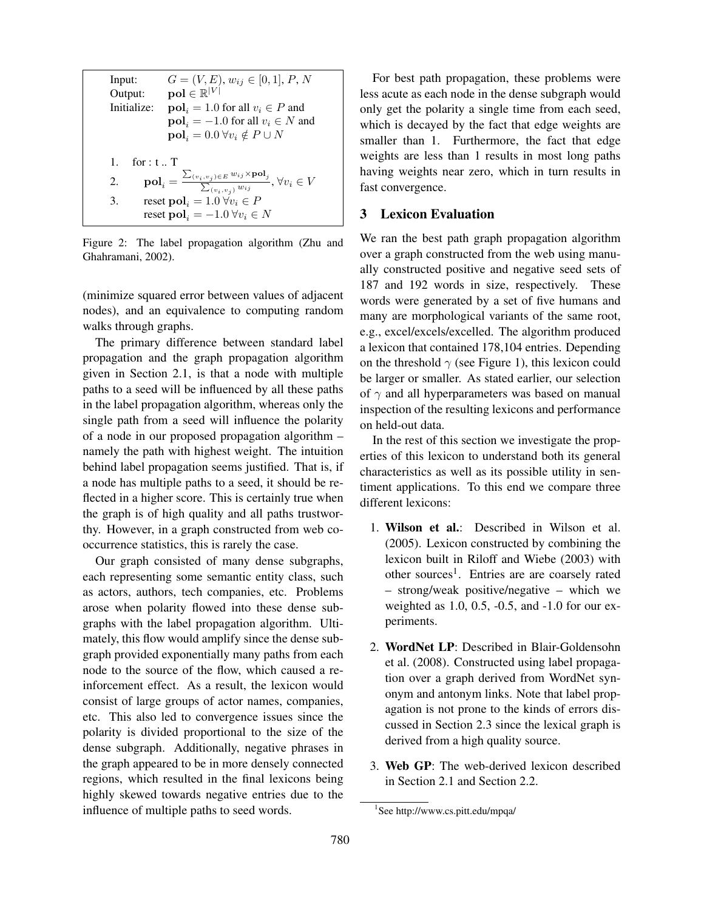Input: $G = (V, E)$, $w_{ij} \in [0, 1]$, $P$, $N$
Output: $\mathbf{pol} \in \mathbb{R}^{|V|}$
Initialize: $\mathbf{pol}_i = 1.0$ for all $v_i \in P$ and $\mathbf{pol}_i = -1.0$ for all $v_i \in N$ and $\mathbf{pol}_i = 0.0 \; \forall v_i \notin P \cup N$

1. for : t .. T
2. $\quad \mathbf{pol}_i = \frac{\sum_{(v_i,v_j) \in E} w_{ij} \times \mathbf{pol}_j}{\sum_{(v_i,v_j)} w_{ij}}, \forall v_i \in V$
3. $\quad$ reset $\mathbf{pol}_i = 1.0 \; \forall v_i \in P$
$\quad$ reset $\mathbf{pol}_i = -1.0 \; \forall v_i \in N$

Figure 2: The label propagation algorithm (Zhu and Ghahramani, 2002).

(minimize squared error between values of adjacent nodes), and an equivalence to computing random walks through graphs.

The primary difference between standard label propagation and the graph propagation algorithm given in Section 2.1, is that a node with multiple paths to a seed will be influenced by all these paths in the label propagation algorithm, whereas only the single path from a seed will influence the polarity of a node in our proposed propagation algorithm – namely the path with highest weight. The intuition behind label propagation seems justified. That is, if a node has multiple paths to a seed, it should be reflected in a higher score. This is certainly true when the graph is of high quality and all paths trustworthy. However, in a graph constructed from web cooccurrence statistics, this is rarely the case.

Our graph consisted of many dense subgraphs, each representing some semantic entity class, such as actors, authors, tech companies, etc. Problems arose when polarity flowed into these dense subgraphs with the label propagation algorithm. Ultimately, this flow would amplify since the dense subgraph provided exponentially many paths from each node to the source of the flow, which caused a reinforcement effect. As a result, the lexicon would consist of large groups of actor names, companies, etc. This also led to convergence issues since the polarity is divided proportional to the size of the dense subgraph. Additionally, negative phrases in the graph appeared to be in more densely connected regions, which resulted in the final lexicons being highly skewed towards negative entries due to the influence of multiple paths to seed words.

For best path propagation, these problems were less acute as each node in the dense subgraph would only get the polarity a single time from each seed, which is decayed by the fact that edge weights are smaller than 1. Furthermore, the fact that edge weights are less than 1 results in most long paths having weights near zero, which in turn results in fast convergence.

## 3 Lexicon Evaluation

We ran the best path graph propagation algorithm over a graph constructed from the web using manually constructed positive and negative seed sets of 187 and 192 words in size, respectively. These words were generated by a set of five humans and many are morphological variants of the same root, e.g., excel/excels/excelled. The algorithm produced a lexicon that contained 178,104 entries. Depending on the threshold $\gamma$ (see Figure 1), this lexicon could be larger or smaller. As stated earlier, our selection of $\gamma$ and all hyperparameters was based on manual inspection of the resulting lexicons and performance on held-out data.

In the rest of this section we investigate the properties of this lexicon to understand both its general characteristics as well as its possible utility in sentiment applications. To this end we compare three different lexicons:

1. **Wilson et al.**: Described in Wilson et al. (2005). Lexicon constructed by combining the lexicon built in Riloff and Wiebe (2003) with other sources[1]. Entries are are coarsely rated – strong/weak positive/negative – which we weighted as 1.0, 0.5, -0.5, and -1.0 for our experiments.

2. **WordNet LP**: Described in Blair-Goldensohn et al. (2008). Constructed using label propagation over a graph derived from WordNet synonym and antonym links. Note that label propagation is not prone to the kinds of errors discussed in Section 2.3 since the lexical graph is derived from a high quality source.

3. **Web GP**: The web-derived lexicon described in Section 2.1 and Section 2.2.

[1] See http://www.cs.pitt.edu/mpqa/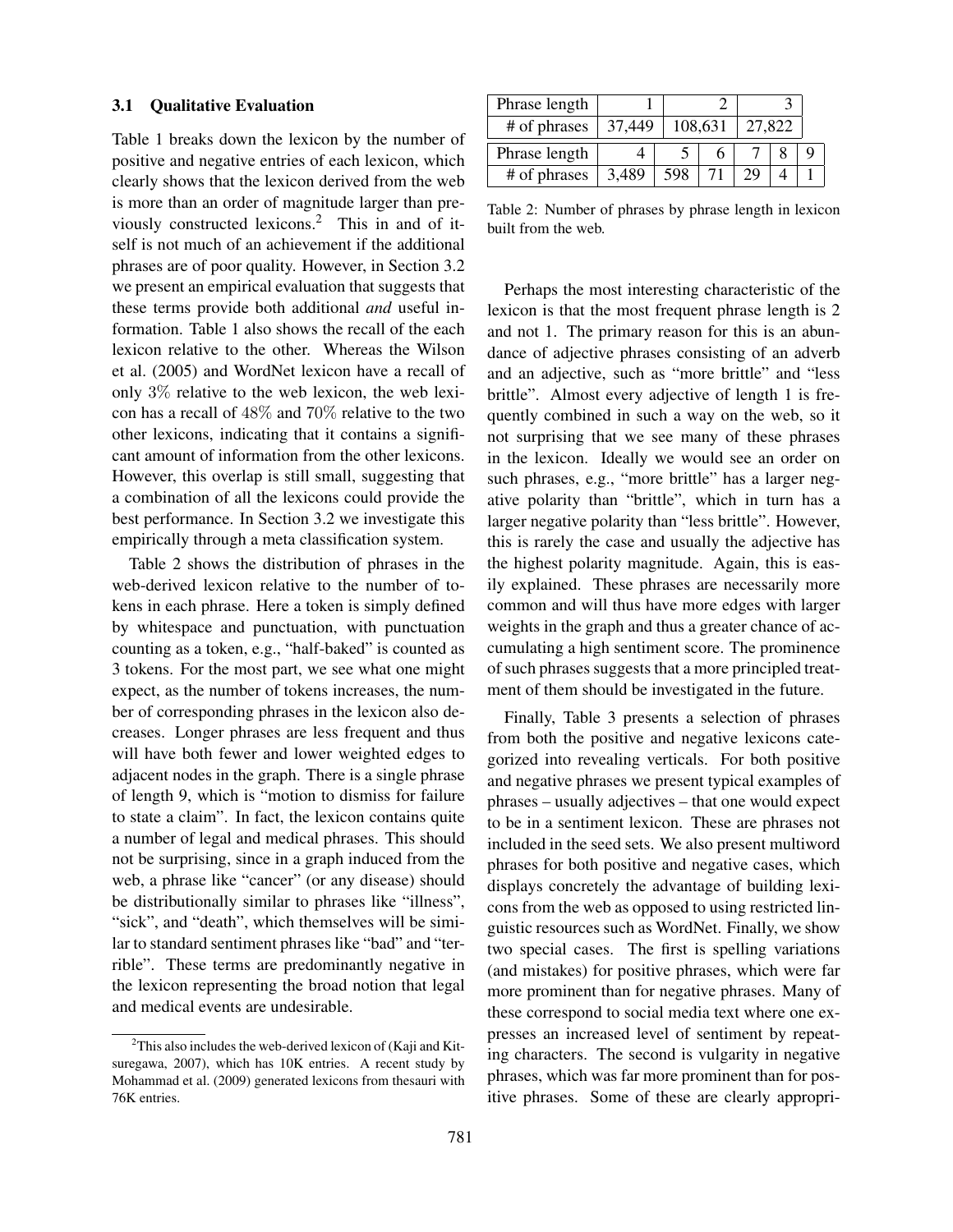### 3.1 Qualitative Evaluation

Table 1 breaks down the lexicon by the number of positive and negative entries of each lexicon, which clearly shows that the lexicon derived from the web is more than an order of magnitude larger than previously constructed lexicons.[2] This in and of itself is not much of an achievement if the additional phrases are of poor quality. However, in Section 3.2 we present an empirical evaluation that suggests that these terms provide both additional *and* useful information. Table 1 also shows the recall of the each lexicon relative to the other. Whereas the Wilson et al. (2005) and WordNet lexicon have a recall of only 3% relative to the web lexicon, the web lexicon has a recall of 48% and 70% relative to the two other lexicons, indicating that it contains a significant amount of information from the other lexicons. However, this overlap is still small, suggesting that a combination of all the lexicons could provide the best performance. In Section 3.2 we investigate this empirically through a meta classification system.

Table 2 shows the distribution of phrases in the web-derived lexicon relative to the number of tokens in each phrase. Here a token is simply defined by whitespace and punctuation, with punctuation counting as a token, e.g., "half-baked" is counted as 3 tokens. For the most part, we see what one might expect, as the number of tokens increases, the number of corresponding phrases in the lexicon also decreases. Longer phrases are less frequent and thus will have both fewer and lower weighted edges to adjacent nodes in the graph. There is a single phrase of length 9, which is "motion to dismiss for failure to state a claim". In fact, the lexicon contains quite a number of legal and medical phrases. This should not be surprising, since in a graph induced from the web, a phrase like "cancer" (or any disease) should be distributionally similar to phrases like "illness", "sick", and "death", which themselves will be similar to standard sentiment phrases like "bad" and "terrible". These terms are predominantly negative in the lexicon representing the broad notion that legal and medical events are undesirable.

| Phrase length | 1 | 2 | 3 |
|---|---|---|---|
| # of phrases | 37,449 | 108,631 | 27,822 |

| Phrase length | 4 | 5 | 6 | 7 | 8 | 9 |
|---|---|---|---|---|---|---|
| # of phrases | 3,489 | 598 | 71 | 29 | 4 | 1 |

Table 2: Number of phrases by phrase length in lexicon built from the web.

Perhaps the most interesting characteristic of the lexicon is that the most frequent phrase length is 2 and not 1. The primary reason for this is an abundance of adjective phrases consisting of an adverb and an adjective, such as "more brittle" and "less brittle". Almost every adjective of length 1 is frequently combined in such a way on the web, so it not surprising that we see many of these phrases in the lexicon. Ideally we would see an order on such phrases, e.g., "more brittle" has a larger negative polarity than "brittle", which in turn has a larger negative polarity than "less brittle". However, this is rarely the case and usually the adjective has the highest polarity magnitude. Again, this is easily explained. These phrases are necessarily more common and will thus have more edges with larger weights in the graph and thus a greater chance of accumulating a high sentiment score. The prominence of such phrases suggests that a more principled treatment of them should be investigated in the future.

Finally, Table 3 presents a selection of phrases from both the positive and negative lexicons categorized into revealing verticals. For both positive and negative phrases we present typical examples of phrases – usually adjectives – that one would expect to be in a sentiment lexicon. These are phrases not included in the seed sets. We also present multiword phrases for both positive and negative cases, which displays concretely the advantage of building lexicons from the web as opposed to using restricted linguistic resources such as WordNet. Finally, we show two special cases. The first is spelling variations (and mistakes) for positive phrases, which were far more prominent than for negative phrases. Many of these correspond to social media text where one expresses an increased level of sentiment by repeating characters. The second is vulgarity in negative phrases, which was far more prominent than for positive phrases. Some of these are clearly appropri-

[2] This also includes the web-derived lexicon of (Kaji and Kitsuregawa, 2007), which has 10K entries. A recent study by Mohammad et al. (2009) generated lexicons from thesauri with 76K entries.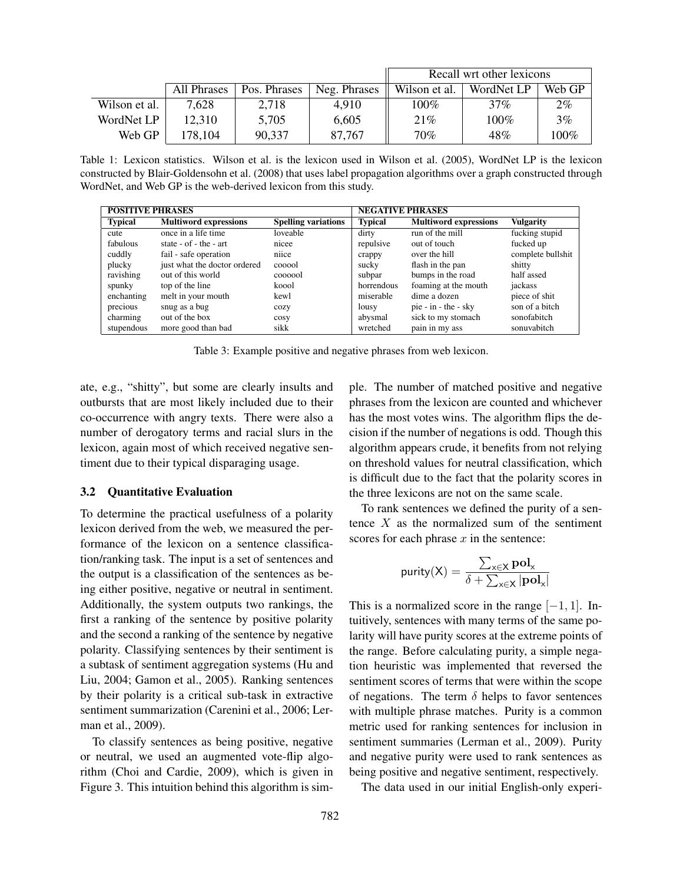| | All Phrases | Pos. Phrases | Neg. Phrases | Recall wrt other lexicons | | |
|---|---|---|---|---|---|---|
| | | | | Wilson et al. | WordNet LP | Web GP |
| Wilson et al. | 7,628 | 2,718 | 4,910 | 100% | 37% | 2% |
| WordNet LP | 12,310 | 5,705 | 6,605 | 21% | 100% | 3% |
| Web GP | 178,104 | 90,337 | 87,767 | 70% | 48% | 100% |

Table 1: Lexicon statistics. Wilson et al. is the lexicon used in Wilson et al. (2005), WordNet LP is the lexicon constructed by Blair-Goldensohn et al. (2008) that uses label propagation algorithms over a graph constructed through WordNet, and Web GP is the web-derived lexicon from this study.

| POSITIVE PHRASES | | | NEGATIVE PHRASES | | |
|---|---|---|---|---|---|
| **Typical** | **Multiword expressions** | **Spelling variations** | **Typical** | **Multiword expressions** | **Vulgarity** |
| cute | once in a life time | loveable | dirty | run of the mill | fucking stupid |
| fabulous | state - of - the - art | nicee | repulsive | out of touch | fucked up |
| cuddly | fail - safe operation | niice | crappy | over the hill | complete bullshit |
| plucky | just what the doctor ordered | cooool | sucky | flash in the pan | shitty |
| ravishing | out of this world | coooool | subpar | bumps in the road | half assed |
| spunky | top of the line | koool | horrendous | foaming at the mouth | jackass |
| enchanting | melt in your mouth | kewl | miserable | dime a dozen | piece of shit |
| precious | snug as a bug | cozy | lousy | pie - in - the - sky | son of a bitch |
| charming | out of the box | cosy | abysmal | sick to my stomach | sonofabitch |
| stupendous | more good than bad | sikk | wretched | pain in my ass | sonuvabitch |

Table 3: Example positive and negative phrases from web lexicon.

ate, e.g., "shitty", but some are clearly insults and outbursts that are most likely included due to their co-occurrence with angry texts. There were also a number of derogatory terms and racial slurs in the lexicon, again most of which received negative sentiment due to their typical disparaging usage.

### 3.2 Quantitative Evaluation

To determine the practical usefulness of a polarity lexicon derived from the web, we measured the performance of the lexicon on a sentence classification/ranking task. The input is a set of sentences and the output is a classification of the sentences as being either positive, negative or neutral in sentiment. Additionally, the system outputs two rankings, the first a ranking of the sentence by positive polarity and the second a ranking of the sentence by negative polarity. Classifying sentences by their sentiment is a subtask of sentiment aggregation systems (Hu and Liu, 2004; Gamon et al., 2005). Ranking sentences by their polarity is a critical sub-task in extractive sentiment summarization (Carenini et al., 2006; Lerman et al., 2009).

To classify sentences as being positive, negative or neutral, we used an augmented vote-flip algorithm (Choi and Cardie, 2009), which is given in Figure 3. This intuition behind this algorithm is simple. The number of matched positive and negative phrases from the lexicon are counted and whichever has the most votes wins. The algorithm flips the decision if the number of negations is odd. Though this algorithm appears crude, it benefits from not relying on threshold values for neutral classification, which is difficult due to the fact that the polarity scores in the three lexicons are not on the same scale.

To rank sentences we defined the purity of a sentence $X$ as the normalized sum of the sentiment scores for each phrase $x$ in the sentence:

$$\mathsf{purity}(\mathsf{X}) = \frac{\sum_{\mathsf{x} \in \mathsf{X}} \mathbf{pol}_{\mathsf{x}}}{\delta + \sum_{\mathsf{x} \in \mathsf{X}} |\mathbf{pol}_{\mathsf{x}}|}$$

This is a normalized score in the range $[-1, 1]$. Intuitively, sentences with many terms of the same polarity will have purity scores at the extreme points of the range. Before calculating purity, a simple negation heuristic was implemented that reversed the sentiment scores of terms that were within the scope of negations. The term $\delta$ helps to favor sentences with multiple phrase matches. Purity is a common metric used for ranking sentences for inclusion in sentiment summaries (Lerman et al., 2009). Purity and negative purity were used to rank sentences as being positive and negative sentiment, respectively.

The data used in our initial English-only experi-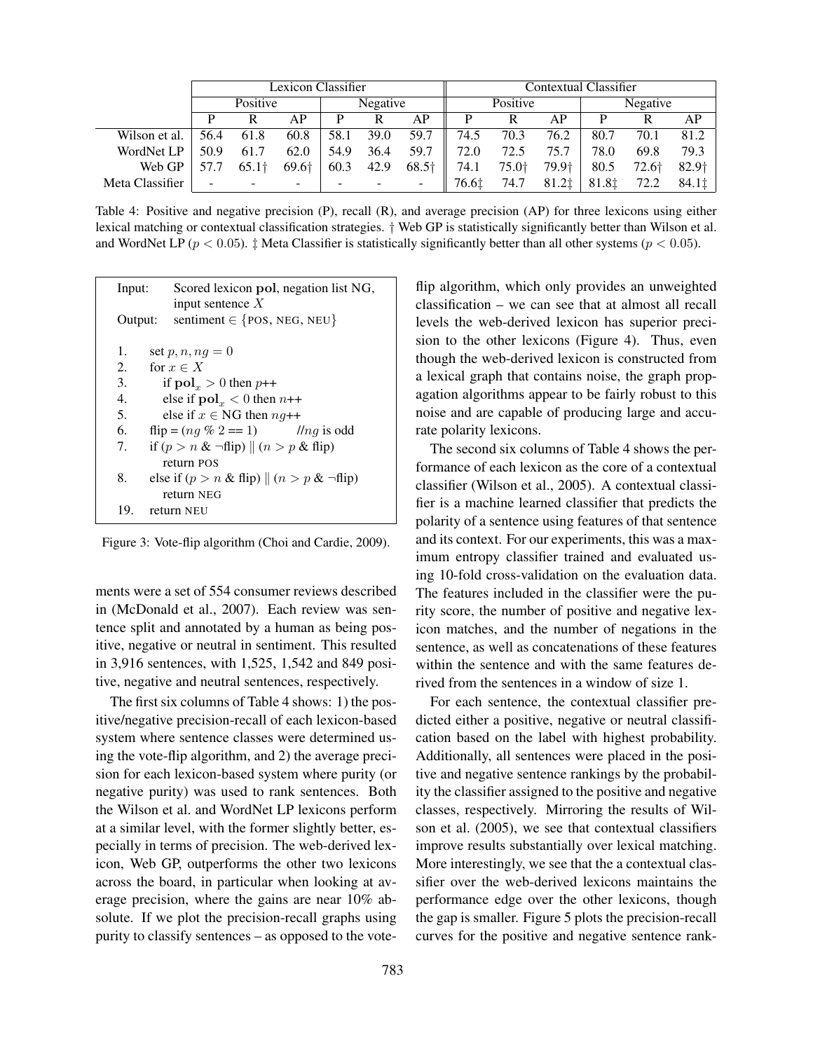| | Lexicon Classifier | | | | | | Contextual Classifier | | | | | |
|---|---|---|---|---|---|---|---|---|---|---|---|---|
| | Positive | | | Negative | | | Positive | | | Negative | | |
| | P | R | AP | P | R | AP | P | R | AP | P | R | AP |
| Wilson et al. | 56.4 | 61.8 | 60.8 | 58.1 | 39.0 | 59.7 | 74.5 | 70.3 | 76.2 | 80.7 | 70.1 | 81.2 |
| WordNet LP | 50.9 | 61.7 | 62.0 | 54.9 | 36.4 | 59.7 | 72.0 | 72.5 | 75.7 | 78.0 | 69.8 | 79.3 |
| Web GP | 57.7 | 65.1† | 69.6† | 60.3 | 42.9 | 68.5† | 74.1 | 75.0† | 79.9† | 80.5 | 72.6† | 82.9† |
| Meta Classifier | - | - | - | - | - | - | 76.6‡ | 74.7 | 81.2‡ | 81.8‡ | 72.2 | 84.1‡ |

Table 4: Positive and negative precision (P), recall (R), and average precision (AP) for three lexicons using either lexical matching or contextual classification strategies. † Web GP is statistically significantly better than Wilson et al. and WordNet LP ($p < 0.05$). ‡ Meta Classifier is statistically significantly better than all other systems ($p < 0.05$).

```
Input:   Scored lexicon pol, negation list NG,
         input sentence X
Output:  sentiment ∈ {POS, NEG, NEU}

1.   set p, n, ng = 0
2.   for x ∈ X
3.      if pol_x > 0 then p++
4.      else if pol_x < 0 then n++
5.      else if x ∈ NG then ng++
6.   flip = (ng % 2 == 1)        //ng is odd
7.   if (p > n & ¬flip) || (n > p & flip)
        return POS
8.   else if (p > n & flip) || (n > p & ¬flip)
        return NEG
19.  return NEU
```

Figure 3: Vote-flip algorithm (Choi and Cardie, 2009).

ments were a set of 554 consumer reviews described in (McDonald et al., 2007). Each review was sentence split and annotated by a human as being positive, negative or neutral in sentiment. This resulted in 3,916 sentences, with 1,525, 1,542 and 849 positive, negative and neutral sentences, respectively.

The first six columns of Table 4 shows: 1) the positive/negative precision-recall of each lexicon-based system where sentence classes were determined using the vote-flip algorithm, and 2) the average precision for each lexicon-based system where purity (or negative purity) was used to rank sentences. Both the Wilson et al. and WordNet LP lexicons perform at a similar level, with the former slightly better, especially in terms of precision. The web-derived lexicon, Web GP, outperforms the other two lexicons across the board, in particular when looking at average precision, where the gains are near 10% absolute. If we plot the precision-recall graphs using purity to classify sentences – as opposed to the vote-flip algorithm, which only provides an unweighted classification – we can see that at almost all recall levels the web-derived lexicon has superior precision to the other lexicons (Figure 4). Thus, even though the web-derived lexicon is constructed from a lexical graph that contains noise, the graph propagation algorithms appear to be fairly robust to this noise and are capable of producing large and accurate polarity lexicons.

The second six columns of Table 4 shows the performance of each lexicon as the core of a contextual classifier (Wilson et al., 2005). A contextual classifier is a machine learned classifier that predicts the polarity of a sentence using features of that sentence and its context. For our experiments, this was a maximum entropy classifier trained and evaluated using 10-fold cross-validation on the evaluation data. The features included in the classifier were the purity score, the number of positive and negative lexicon matches, and the number of negations in the sentence, as well as concatenations of these features within the sentence and with the same features derived from the sentences in a window of size 1.

For each sentence, the contextual classifier predicted either a positive, negative or neutral classification based on the label with highest probability. Additionally, all sentences were placed in the positive and negative sentence rankings by the probability the classifier assigned to the positive and negative classes, respectively. Mirroring the results of Wilson et al. (2005), we see that contextual classifiers improve results substantially over lexical matching. More interestingly, we see that the a contextual classifier over the web-derived lexicons maintains the performance edge over the other lexicons, though the gap is smaller. Figure 5 plots the precision-recall curves for the positive and negative sentence rank-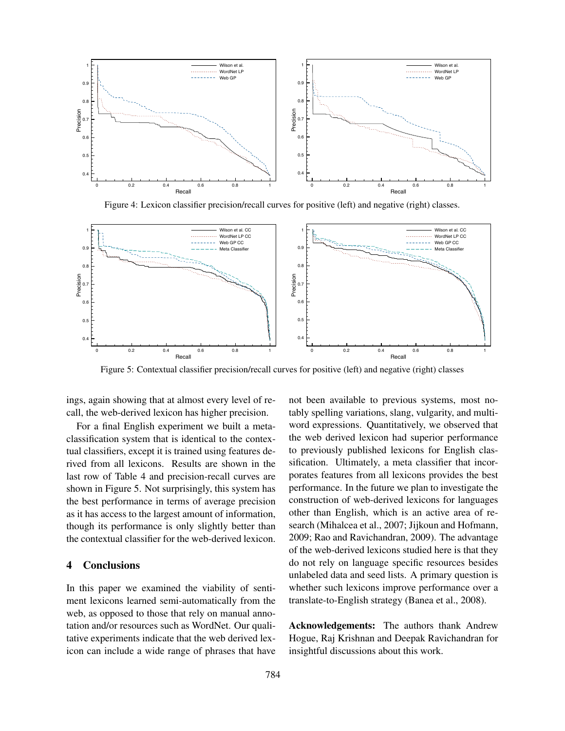Figure 4: Lexicon classifier precision/recall curves for positive (left) and negative (right) classes.

Figure 5: Contextual classifier precision/recall curves for positive (left) and negative (right) classes

ings, again showing that at almost every level of recall, the web-derived lexicon has higher precision.

For a final English experiment we built a meta-classification system that is identical to the contextual classifiers, except it is trained using features derived from all lexicons. Results are shown in the last row of Table 4 and precision-recall curves are shown in Figure 5. Not surprisingly, this system has the best performance in terms of average precision as it has access to the largest amount of information, though its performance is only slightly better than the contextual classifier for the web-derived lexicon.

## 4 Conclusions

In this paper we examined the viability of sentiment lexicons learned semi-automatically from the web, as opposed to those that rely on manual annotation and/or resources such as WordNet. Our qualitative experiments indicate that the web derived lexicon can include a wide range of phrases that have not been available to previous systems, most notably spelling variations, slang, vulgarity, and multi-word expressions. Quantitatively, we observed that the web derived lexicon had superior performance to previously published lexicons for English classification. Ultimately, a meta classifier that incorporates features from all lexicons provides the best performance. In the future we plan to investigate the construction of web-derived lexicons for languages other than English, which is an active area of research (Mihalcea et al., 2007; Jijkoun and Hofmann, 2009; Rao and Ravichandran, 2009). The advantage of the web-derived lexicons studied here is that they do not rely on language specific resources besides unlabeled data and seed lists. A primary question is whether such lexicons improve performance over a translate-to-English strategy (Banea et al., 2008).

**Acknowledgements:** The authors thank Andrew Hogue, Raj Krishnan and Deepak Ravichandran for insightful discussions about this work.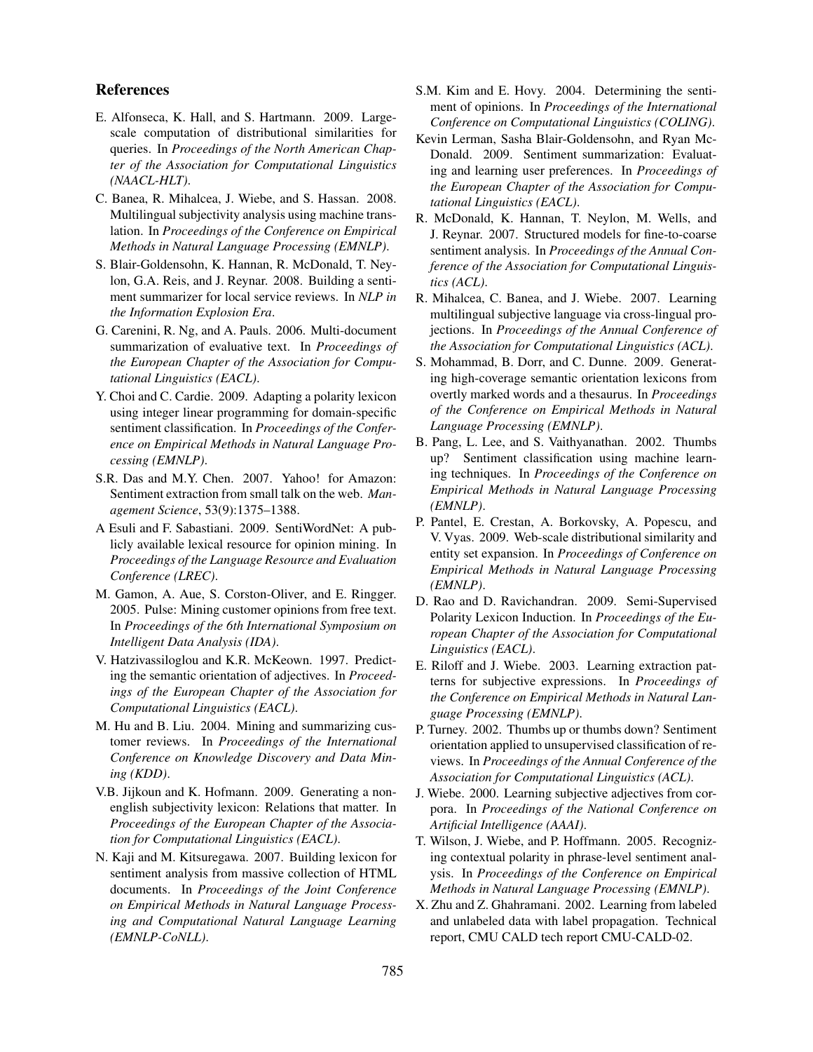## References

E. Alfonseca, K. Hall, and S. Hartmann. 2009. Large-scale computation of distributional similarities for queries. In *Proceedings of the North American Chapter of the Association for Computational Linguistics (NAACL-HLT)*.

C. Banea, R. Mihalcea, J. Wiebe, and S. Hassan. 2008. Multilingual subjectivity analysis using machine translation. In *Proceedings of the Conference on Empirical Methods in Natural Language Processing (EMNLP)*.

S. Blair-Goldensohn, K. Hannan, R. McDonald, T. Neylon, G.A. Reis, and J. Reynar. 2008. Building a sentiment summarizer for local service reviews. In *NLP in the Information Explosion Era*.

G. Carenini, R. Ng, and A. Pauls. 2006. Multi-document summarization of evaluative text. In *Proceedings of the European Chapter of the Association for Computational Linguistics (EACL)*.

Y. Choi and C. Cardie. 2009. Adapting a polarity lexicon using integer linear programming for domain-specific sentiment classification. In *Proceedings of the Conference on Empirical Methods in Natural Language Processing (EMNLP)*.

S.R. Das and M.Y. Chen. 2007. Yahoo! for Amazon: Sentiment extraction from small talk on the web. *Management Science*, 53(9):1375–1388.

A Esuli and F. Sabastiani. 2009. SentiWordNet: A publicly available lexical resource for opinion mining. In *Proceedings of the Language Resource and Evaluation Conference (LREC)*.

M. Gamon, A. Aue, S. Corston-Oliver, and E. Ringger. 2005. Pulse: Mining customer opinions from free text. In *Proceedings of the 6th International Symposium on Intelligent Data Analysis (IDA)*.

V. Hatzivassiloglou and K.R. McKeown. 1997. Predicting the semantic orientation of adjectives. In *Proceedings of the European Chapter of the Association for Computational Linguistics (EACL)*.

M. Hu and B. Liu. 2004. Mining and summarizing customer reviews. In *Proceedings of the International Conference on Knowledge Discovery and Data Mining (KDD)*.

V.B. Jijkoun and K. Hofmann. 2009. Generating a non-english subjectivity lexicon: Relations that matter. In *Proceedings of the European Chapter of the Association for Computational Linguistics (EACL)*.

N. Kaji and M. Kitsuregawa. 2007. Building lexicon for sentiment analysis from massive collection of HTML documents. In *Proceedings of the Joint Conference on Empirical Methods in Natural Language Processing and Computational Natural Language Learning (EMNLP-CoNLL)*.

S.M. Kim and E. Hovy. 2004. Determining the sentiment of opinions. In *Proceedings of the International Conference on Computational Linguistics (COLING)*.

Kevin Lerman, Sasha Blair-Goldensohn, and Ryan McDonald. 2009. Sentiment summarization: Evaluating and learning user preferences. In *Proceedings of the European Chapter of the Association for Computational Linguistics (EACL)*.

R. McDonald, K. Hannan, T. Neylon, M. Wells, and J. Reynar. 2007. Structured models for fine-to-coarse sentiment analysis. In *Proceedings of the Annual Conference of the Association for Computational Linguistics (ACL)*.

R. Mihalcea, C. Banea, and J. Wiebe. 2007. Learning multilingual subjective language via cross-lingual projections. In *Proceedings of the Annual Conference of the Association for Computational Linguistics (ACL)*.

S. Mohammad, B. Dorr, and C. Dunne. 2009. Generating high-coverage semantic orientation lexicons from overtly marked words and a thesaurus. In *Proceedings of the Conference on Empirical Methods in Natural Language Processing (EMNLP)*.

B. Pang, L. Lee, and S. Vaithyanathan. 2002. Thumbs up? Sentiment classification using machine learning techniques. In *Proceedings of the Conference on Empirical Methods in Natural Language Processing (EMNLP)*.

P. Pantel, E. Crestan, A. Borkovsky, A. Popescu, and V. Vyas. 2009. Web-scale distributional similarity and entity set expansion. In *Proceedings of Conference on Empirical Methods in Natural Language Processing (EMNLP)*.

D. Rao and D. Ravichandran. 2009. Semi-Supervised Polarity Lexicon Induction. In *Proceedings of the European Chapter of the Association for Computational Linguistics (EACL)*.

E. Riloff and J. Wiebe. 2003. Learning extraction patterns for subjective expressions. In *Proceedings of the Conference on Empirical Methods in Natural Language Processing (EMNLP)*.

P. Turney. 2002. Thumbs up or thumbs down? Sentiment orientation applied to unsupervised classification of reviews. In *Proceedings of the Annual Conference of the Association for Computational Linguistics (ACL)*.

J. Wiebe. 2000. Learning subjective adjectives from corpora. In *Proceedings of the National Conference on Artificial Intelligence (AAAI)*.

T. Wilson, J. Wiebe, and P. Hoffmann. 2005. Recognizing contextual polarity in phrase-level sentiment analysis. In *Proceedings of the Conference on Empirical Methods in Natural Language Processing (EMNLP)*.

X. Zhu and Z. Ghahramani. 2002. Learning from labeled and unlabeled data with label propagation. Technical report, CMU CALD tech report CMU-CALD-02.